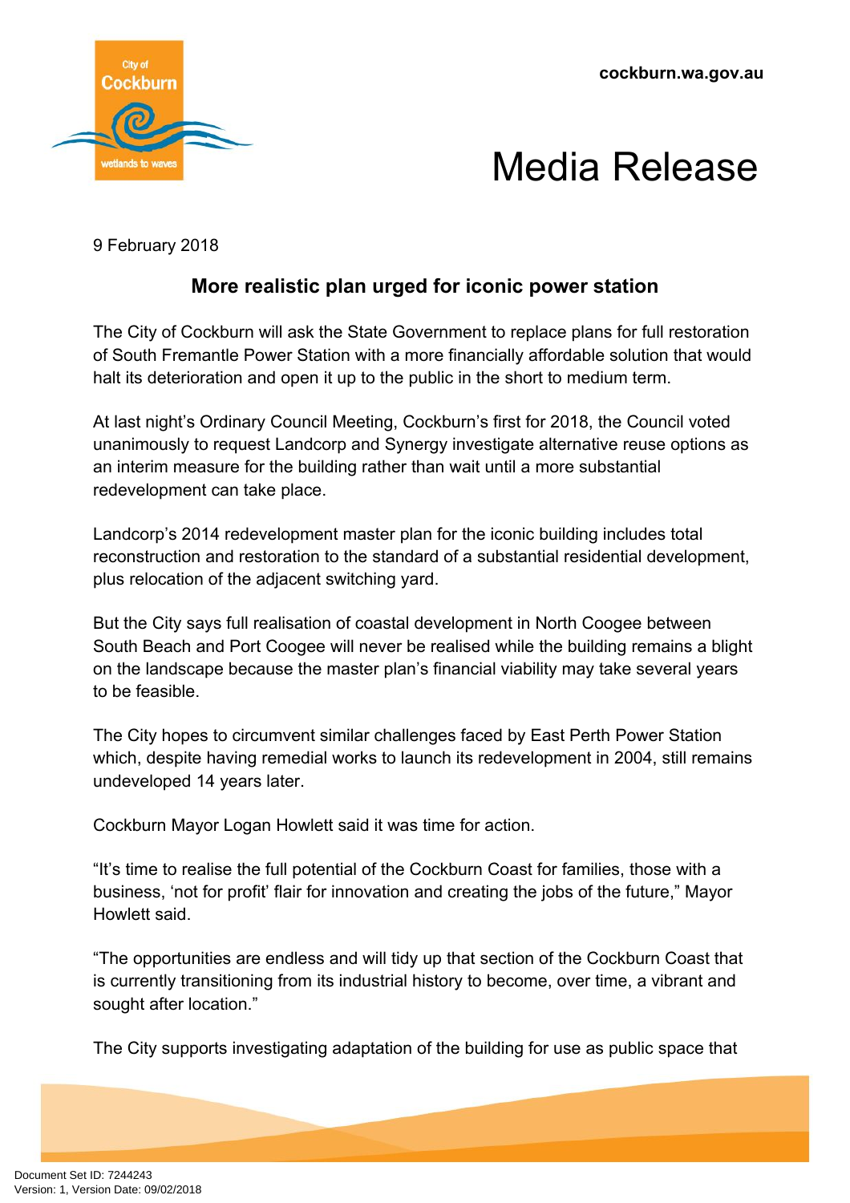cockburn.wa.gov.au

# Media Release

9 February 2018

## More realistic plan urged for iconic power station

The City of Cockburn will ask the State Government to replace plans for full restoration of South Fremantle Power Station with a more financially affordable solution that would halt its deterioration and open it up to the public in the short to medium term.

At last night's Ordinary Council Meeting, Cockburn's first for 2018, the Council voted unanimously to request Landcorp and Synergy investigate alternative reuse options as an interim measure for the building rather than wait until a more substantial redevelopment can take place.

Landcorp's 2014 redevelopment master plan for the iconic building includes total reconstruction and restoration to the standard of a substantial residential development, plus relocation of the adjacent switching yard.

But the City says full realisation of coastal development in North Coogee between South Beach and Port Coogee will never be realised while the building remains a blight on the landscape because the master plan's financial viability may take several years to be feasible.

The City hopes to circumvent similar challenges faced by East Perth Power Station which, despite having remedial works to launch its redevelopment in 2004, still remains undeveloped 14 years later.

Cockburn Mayor Logan Howlett said it was time for action.

"It's time to realise the full potential of the Cockburn Coast for families, those with a business, 'not for profit' flair for innovation and creating the jobs of the future," Mayor Howlett said.

"The opportunities are endless and will tidy up that section of the Cockburn Coast that is currently transitioning from its industrial history to become, over time, a vibrant and sought after location."

The City supports investigating adaptation of the building for use as public space that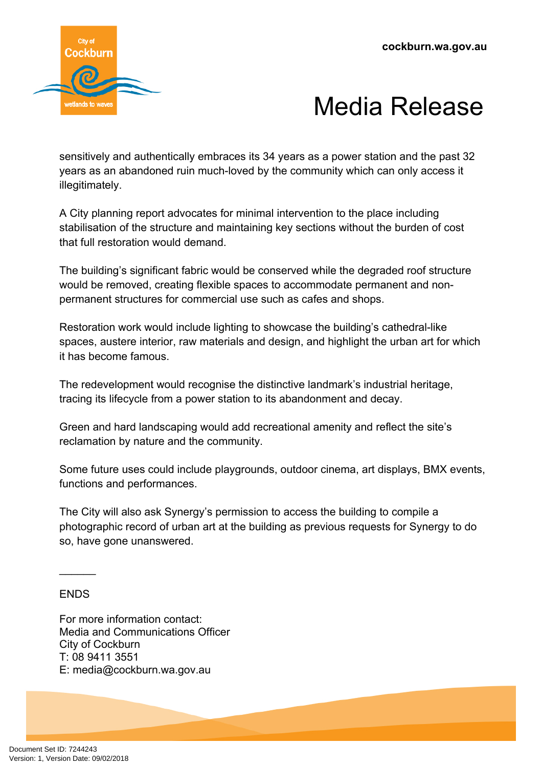sensitively and authentically embraces its 34 years as a power station and the past 32 years as an abandoned ruin much-loved by the community which can only access it illegitimately.

A City planning report advocates for minimal intervention to the place including stabilisation of the structure and maintaining key sections without the burden of cost that full restoration would demand.

The building's significant fabric would be conserved while the degraded roof structure would be removed, creating flexible spaces to accommodate permanent and non-permanent structures for commercial use such as cafes and shops.

Restoration work would include lighting to showcase the building's cathedral-like spaces, austere interior, raw materials and design, and highlight the urban art for which it has become famous.

The redevelopment would recognise the distinctive landmark's industrial heritage, tracing its lifecycle from a power station to its abandonment and decay.

Green and hard landscaping would add recreational amenity and reflect the site's reclamation by nature and the community.

Some future uses could include playgrounds, outdoor cinema, art displays, BMX events, functions and performances.

The City will also ask Synergy's permission to access the building to compile a photographic record of urban art at the building as previous requests for Synergy to do so, have gone unanswered.

______

ENDS

For more information contact:
Media and Communications Officer
City of Cockburn
T: 08 9411 3551
E: media@cockburn.wa.gov.au